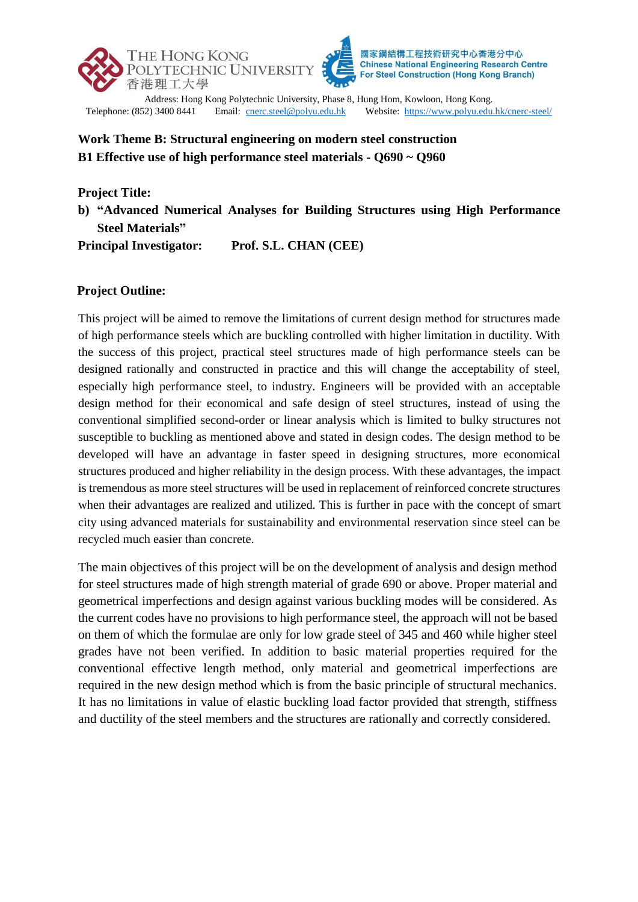THE HONG KONG POLYTECHNIC UNIVERSITY
香港理工大學

國家鋼結構工程技術研究中心香港分中心
Chinese National Engineering Research Centre For Steel Construction (Hong Kong Branch)

Address: Hong Kong Polytechnic University, Phase 8, Hung Hom, Kowloon, Hong Kong.
Telephone: (852) 3400 8441 Email: cnerc.steel@polyu.edu.hk Website: https://www.polyu.edu.hk/cnerc-steel/

**Work Theme B: Structural engineering on modern steel construction**
**B1 Effective use of high performance steel materials - Q690 ~ Q960**

**Project Title:**

**b) "Advanced Numerical Analyses for Building Structures using High Performance Steel Materials"**

**Principal Investigator:** **Prof. S.L. CHAN (CEE)**

**Project Outline:**

This project will be aimed to remove the limitations of current design method for structures made of high performance steels which are buckling controlled with higher limitation in ductility. With the success of this project, practical steel structures made of high performance steels can be designed rationally and constructed in practice and this will change the acceptability of steel, especially high performance steel, to industry. Engineers will be provided with an acceptable design method for their economical and safe design of steel structures, instead of using the conventional simplified second-order or linear analysis which is limited to bulky structures not susceptible to buckling as mentioned above and stated in design codes. The design method to be developed will have an advantage in faster speed in designing structures, more economical structures produced and higher reliability in the design process. With these advantages, the impact is tremendous as more steel structures will be used in replacement of reinforced concrete structures when their advantages are realized and utilized. This is further in pace with the concept of smart city using advanced materials for sustainability and environmental reservation since steel can be recycled much easier than concrete.

The main objectives of this project will be on the development of analysis and design method for steel structures made of high strength material of grade 690 or above. Proper material and geometrical imperfections and design against various buckling modes will be considered. As the current codes have no provisions to high performance steel, the approach will not be based on them of which the formulae are only for low grade steel of 345 and 460 while higher steel grades have not been verified. In addition to basic material properties required for the conventional effective length method, only material and geometrical imperfections are required in the new design method which is from the basic principle of structural mechanics. It has no limitations in value of elastic buckling load factor provided that strength, stiffness and ductility of the steel members and the structures are rationally and correctly considered.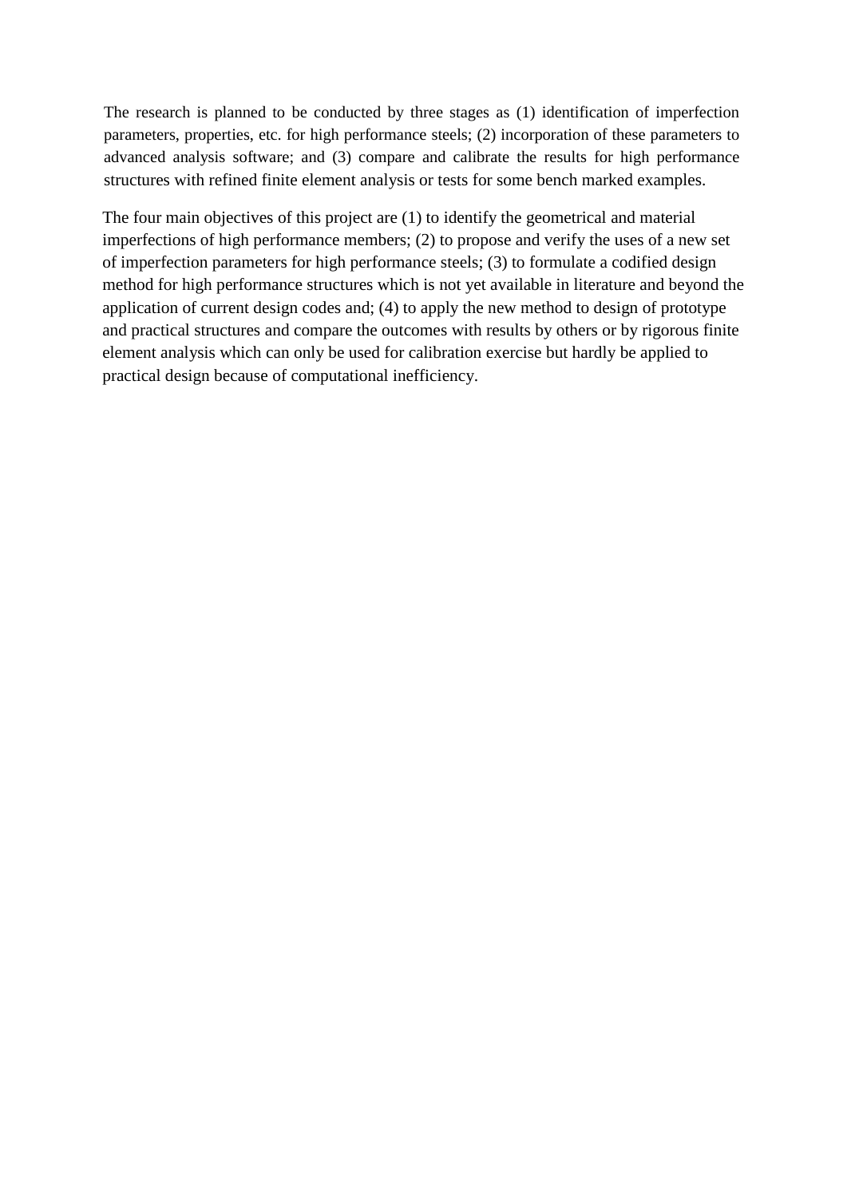The research is planned to be conducted by three stages as (1) identification of imperfection parameters, properties, etc. for high performance steels; (2) incorporation of these parameters to advanced analysis software; and (3) compare and calibrate the results for high performance structures with refined finite element analysis or tests for some bench marked examples.

The four main objectives of this project are (1) to identify the geometrical and material imperfections of high performance members; (2) to propose and verify the uses of a new set of imperfection parameters for high performance steels; (3) to formulate a codified design method for high performance structures which is not yet available in literature and beyond the application of current design codes and; (4) to apply the new method to design of prototype and practical structures and compare the outcomes with results by others or by rigorous finite element analysis which can only be used for calibration exercise but hardly be applied to practical design because of computational inefficiency.